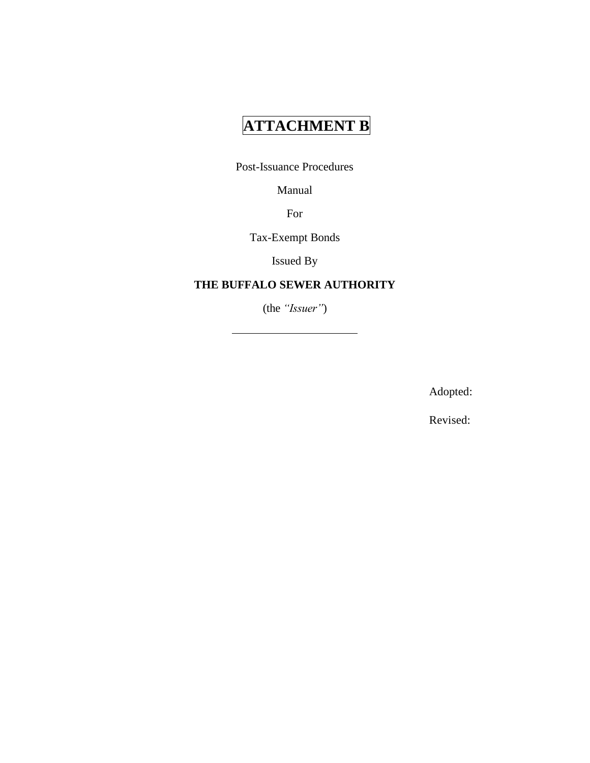# ATTACHMENT B

Post-Issuance Procedures

Manual

For

Tax-Exempt Bonds

Issued By

**THE BUFFALO SEWER AUTHORITY**

(the *"Issuer"*)

---

Adopted:

Revised: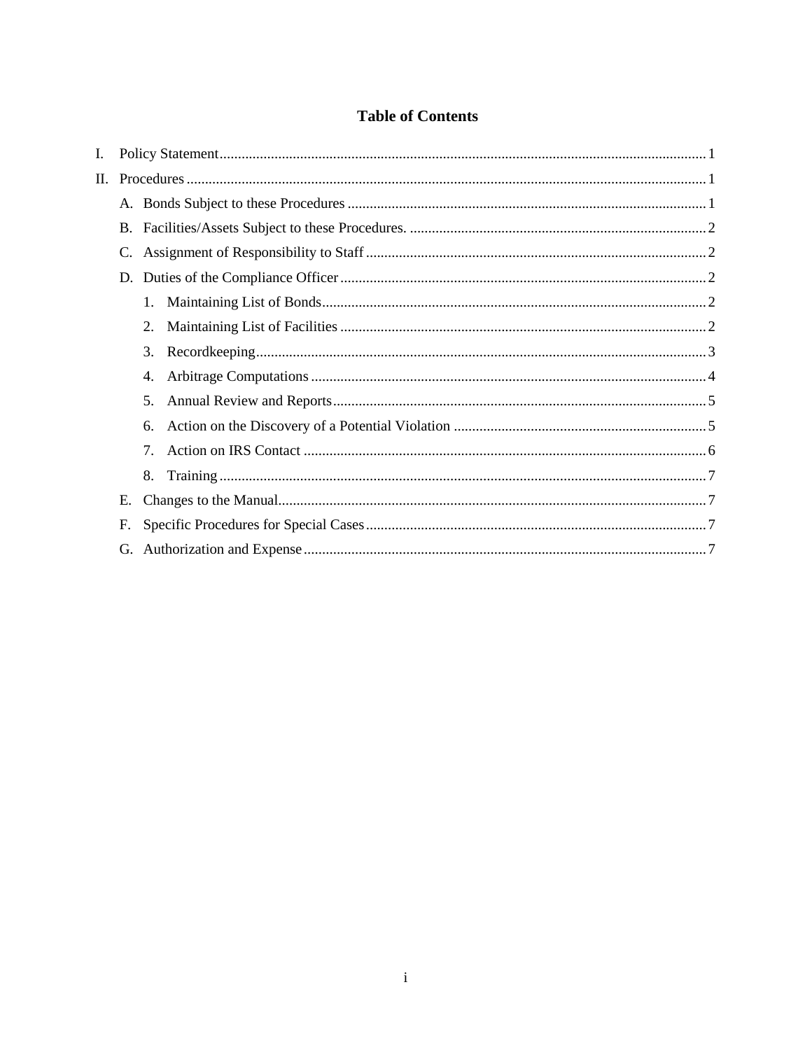# Table of Contents

I. Policy Statement ..... 1

II. Procedures ..... 1

- A. Bonds Subject to these Procedures ..... 1
- B. Facilities/Assets Subject to these Procedures. ..... 2
- C. Assignment of Responsibility to Staff ..... 2
- D. Duties of the Compliance Officer ..... 2
  1. Maintaining List of Bonds ..... 2
  2. Maintaining List of Facilities ..... 2
  3. Recordkeeping ..... 3
  4. Arbitrage Computations ..... 4
  5. Annual Review and Reports ..... 5
  6. Action on the Discovery of a Potential Violation ..... 5
  7. Action on IRS Contact ..... 6
  8. Training ..... 7
- E. Changes to the Manual ..... 7
- F. Specific Procedures for Special Cases ..... 7
- G. Authorization and Expense ..... 7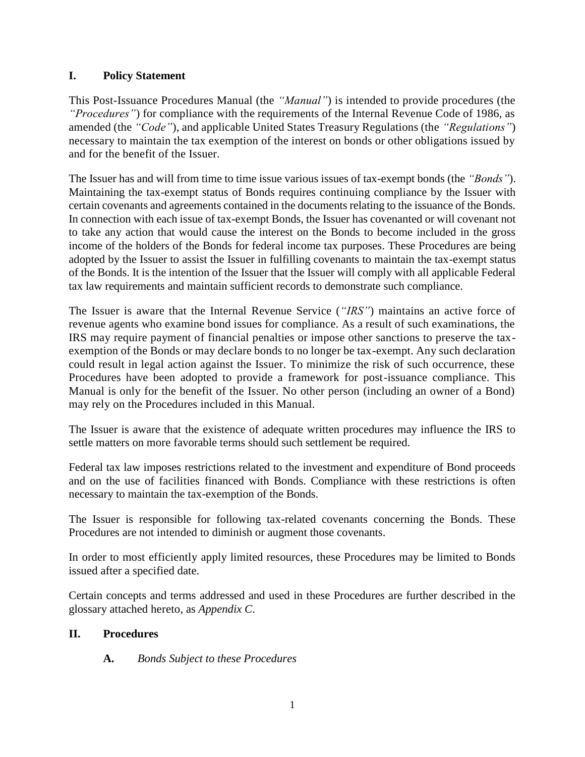## I. Policy Statement

This Post-Issuance Procedures Manual (the *"Manual"*) is intended to provide procedures (the *"Procedures"*) for compliance with the requirements of the Internal Revenue Code of 1986, as amended (the *"Code"*), and applicable United States Treasury Regulations (the *"Regulations"*) necessary to maintain the tax exemption of the interest on bonds or other obligations issued by and for the benefit of the Issuer.

The Issuer has and will from time to time issue various issues of tax-exempt bonds (the *"Bonds"*). Maintaining the tax-exempt status of Bonds requires continuing compliance by the Issuer with certain covenants and agreements contained in the documents relating to the issuance of the Bonds. In connection with each issue of tax-exempt Bonds, the Issuer has covenanted or will covenant not to take any action that would cause the interest on the Bonds to become included in the gross income of the holders of the Bonds for federal income tax purposes. These Procedures are being adopted by the Issuer to assist the Issuer in fulfilling covenants to maintain the tax-exempt status of the Bonds. It is the intention of the Issuer that the Issuer will comply with all applicable Federal tax law requirements and maintain sufficient records to demonstrate such compliance.

The Issuer is aware that the Internal Revenue Service (*"IRS"*) maintains an active force of revenue agents who examine bond issues for compliance. As a result of such examinations, the IRS may require payment of financial penalties or impose other sanctions to preserve the tax-exemption of the Bonds or may declare bonds to no longer be tax-exempt. Any such declaration could result in legal action against the Issuer. To minimize the risk of such occurrence, these Procedures have been adopted to provide a framework for post-issuance compliance. This Manual is only for the benefit of the Issuer. No other person (including an owner of a Bond) may rely on the Procedures included in this Manual.

The Issuer is aware that the existence of adequate written procedures may influence the IRS to settle matters on more favorable terms should such settlement be required.

Federal tax law imposes restrictions related to the investment and expenditure of Bond proceeds and on the use of facilities financed with Bonds. Compliance with these restrictions is often necessary to maintain the tax-exemption of the Bonds.

The Issuer is responsible for following tax-related covenants concerning the Bonds. These Procedures are not intended to diminish or augment those covenants.

In order to most efficiently apply limited resources, these Procedures may be limited to Bonds issued after a specified date.

Certain concepts and terms addressed and used in these Procedures are further described in the glossary attached hereto, as *Appendix C*.

## II. Procedures

### A. *Bonds Subject to these Procedures*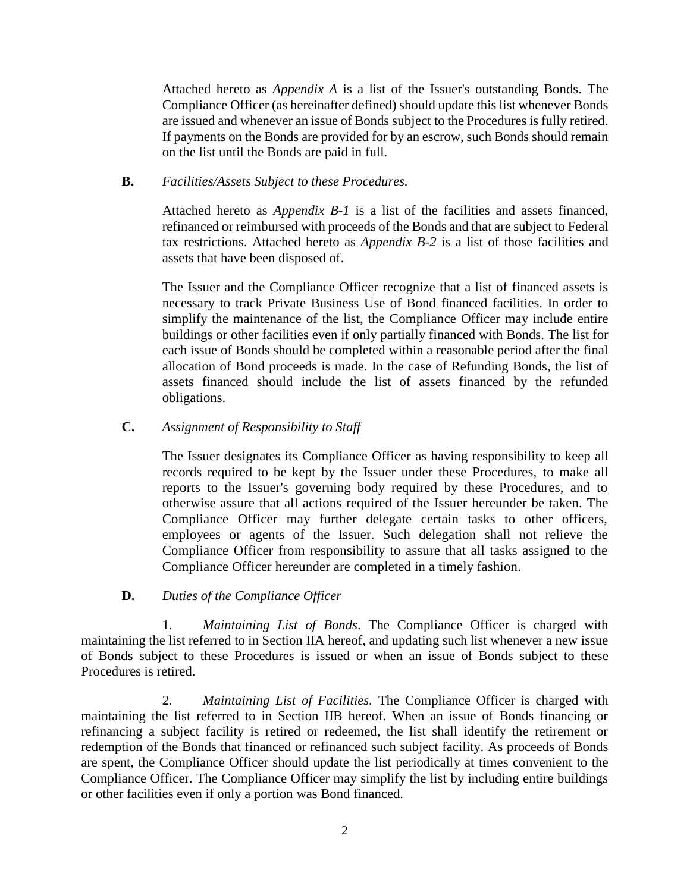Attached hereto as *Appendix A* is a list of the Issuer's outstanding Bonds. The Compliance Officer (as hereinafter defined) should update this list whenever Bonds are issued and whenever an issue of Bonds subject to the Procedures is fully retired. If payments on the Bonds are provided for by an escrow, such Bonds should remain on the list until the Bonds are paid in full.

**B.** *Facilities/Assets Subject to these Procedures.*

Attached hereto as *Appendix B-1* is a list of the facilities and assets financed, refinanced or reimbursed with proceeds of the Bonds and that are subject to Federal tax restrictions. Attached hereto as *Appendix B-2* is a list of those facilities and assets that have been disposed of.

The Issuer and the Compliance Officer recognize that a list of financed assets is necessary to track Private Business Use of Bond financed facilities. In order to simplify the maintenance of the list, the Compliance Officer may include entire buildings or other facilities even if only partially financed with Bonds. The list for each issue of Bonds should be completed within a reasonable period after the final allocation of Bond proceeds is made. In the case of Refunding Bonds, the list of assets financed should include the list of assets financed by the refunded obligations.

**C.** *Assignment of Responsibility to Staff*

The Issuer designates its Compliance Officer as having responsibility to keep all records required to be kept by the Issuer under these Procedures, to make all reports to the Issuer's governing body required by these Procedures, and to otherwise assure that all actions required of the Issuer hereunder be taken. The Compliance Officer may further delegate certain tasks to other officers, employees or agents of the Issuer. Such delegation shall not relieve the Compliance Officer from responsibility to assure that all tasks assigned to the Compliance Officer hereunder are completed in a timely fashion.

**D.** *Duties of the Compliance Officer*

1. *Maintaining List of Bonds*. The Compliance Officer is charged with maintaining the list referred to in Section IIA hereof, and updating such list whenever a new issue of Bonds subject to these Procedures is issued or when an issue of Bonds subject to these Procedures is retired.

2. *Maintaining List of Facilities.* The Compliance Officer is charged with maintaining the list referred to in Section IIB hereof. When an issue of Bonds financing or refinancing a subject facility is retired or redeemed, the list shall identify the retirement or redemption of the Bonds that financed or refinanced such subject facility. As proceeds of Bonds are spent, the Compliance Officer should update the list periodically at times convenient to the Compliance Officer. The Compliance Officer may simplify the list by including entire buildings or other facilities even if only a portion was Bond financed.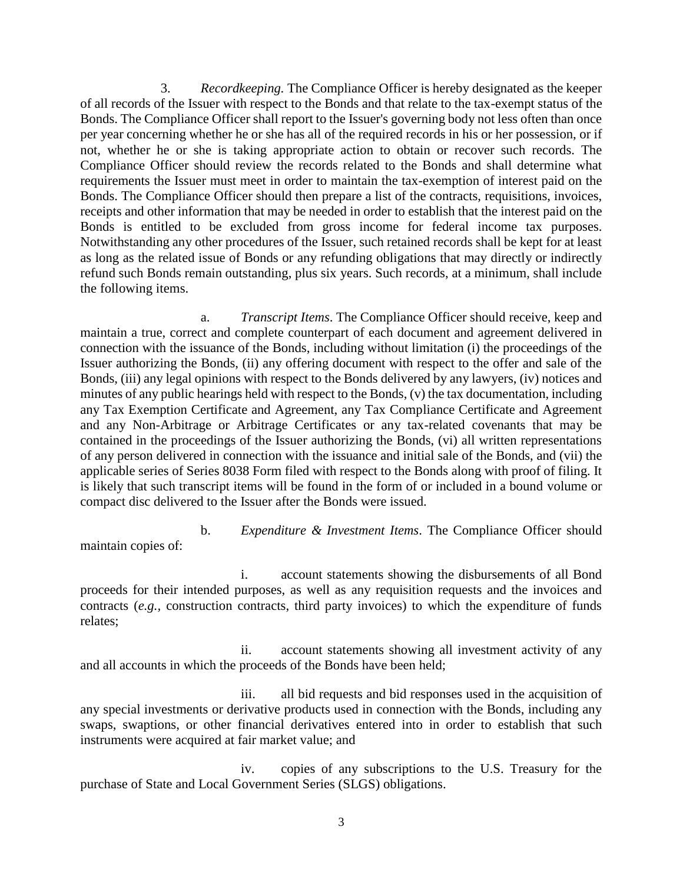3. *Recordkeeping.* The Compliance Officer is hereby designated as the keeper of all records of the Issuer with respect to the Bonds and that relate to the tax-exempt status of the Bonds. The Compliance Officer shall report to the Issuer's governing body not less often than once per year concerning whether he or she has all of the required records in his or her possession, or if not, whether he or she is taking appropriate action to obtain or recover such records. The Compliance Officer should review the records related to the Bonds and shall determine what requirements the Issuer must meet in order to maintain the tax-exemption of interest paid on the Bonds. The Compliance Officer should then prepare a list of the contracts, requisitions, invoices, receipts and other information that may be needed in order to establish that the interest paid on the Bonds is entitled to be excluded from gross income for federal income tax purposes. Notwithstanding any other procedures of the Issuer, such retained records shall be kept for at least as long as the related issue of Bonds or any refunding obligations that may directly or indirectly refund such Bonds remain outstanding, plus six years. Such records, at a minimum, shall include the following items.

a. *Transcript Items*. The Compliance Officer should receive, keep and maintain a true, correct and complete counterpart of each document and agreement delivered in connection with the issuance of the Bonds, including without limitation (i) the proceedings of the Issuer authorizing the Bonds, (ii) any offering document with respect to the offer and sale of the Bonds, (iii) any legal opinions with respect to the Bonds delivered by any lawyers, (iv) notices and minutes of any public hearings held with respect to the Bonds, (v) the tax documentation, including any Tax Exemption Certificate and Agreement, any Tax Compliance Certificate and Agreement and any Non-Arbitrage or Arbitrage Certificates or any tax-related covenants that may be contained in the proceedings of the Issuer authorizing the Bonds, (vi) all written representations of any person delivered in connection with the issuance and initial sale of the Bonds, and (vii) the applicable series of Series 8038 Form filed with respect to the Bonds along with proof of filing. It is likely that such transcript items will be found in the form of or included in a bound volume or compact disc delivered to the Issuer after the Bonds were issued.

b. *Expenditure & Investment Items*. The Compliance Officer should maintain copies of:

i. account statements showing the disbursements of all Bond proceeds for their intended purposes, as well as any requisition requests and the invoices and contracts (*e.g.*, construction contracts, third party invoices) to which the expenditure of funds relates;

ii. account statements showing all investment activity of any and all accounts in which the proceeds of the Bonds have been held;

iii. all bid requests and bid responses used in the acquisition of any special investments or derivative products used in connection with the Bonds, including any swaps, swaptions, or other financial derivatives entered into in order to establish that such instruments were acquired at fair market value; and

iv. copies of any subscriptions to the U.S. Treasury for the purchase of State and Local Government Series (SLGS) obligations.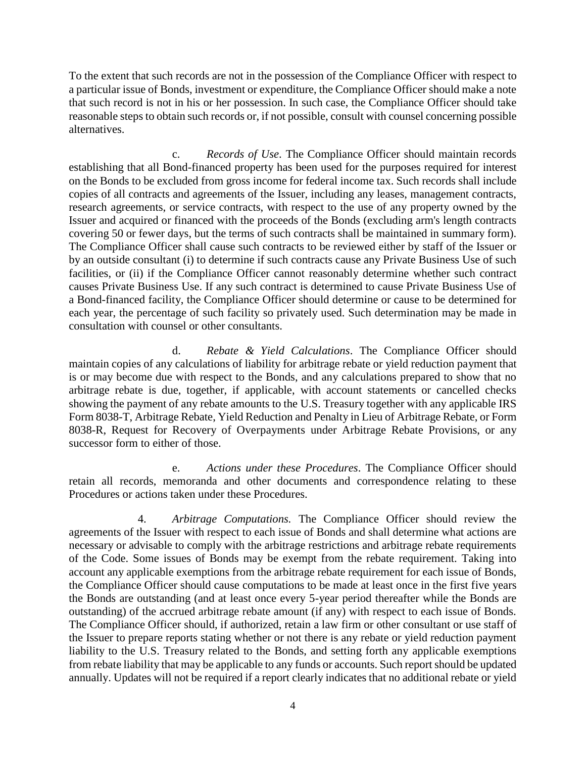To the extent that such records are not in the possession of the Compliance Officer with respect to a particular issue of Bonds, investment or expenditure, the Compliance Officer should make a note that such record is not in his or her possession. In such case, the Compliance Officer should take reasonable steps to obtain such records or, if not possible, consult with counsel concerning possible alternatives.

c. *Records of Use*. The Compliance Officer should maintain records establishing that all Bond-financed property has been used for the purposes required for interest on the Bonds to be excluded from gross income for federal income tax. Such records shall include copies of all contracts and agreements of the Issuer, including any leases, management contracts, research agreements, or service contracts, with respect to the use of any property owned by the Issuer and acquired or financed with the proceeds of the Bonds (excluding arm's length contracts covering 50 or fewer days, but the terms of such contracts shall be maintained in summary form). The Compliance Officer shall cause such contracts to be reviewed either by staff of the Issuer or by an outside consultant (i) to determine if such contracts cause any Private Business Use of such facilities, or (ii) if the Compliance Officer cannot reasonably determine whether such contract causes Private Business Use. If any such contract is determined to cause Private Business Use of a Bond-financed facility, the Compliance Officer should determine or cause to be determined for each year, the percentage of such facility so privately used. Such determination may be made in consultation with counsel or other consultants.

d. *Rebate & Yield Calculations*. The Compliance Officer should maintain copies of any calculations of liability for arbitrage rebate or yield reduction payment that is or may become due with respect to the Bonds, and any calculations prepared to show that no arbitrage rebate is due, together, if applicable, with account statements or cancelled checks showing the payment of any rebate amounts to the U.S. Treasury together with any applicable IRS Form 8038-T, Arbitrage Rebate, Yield Reduction and Penalty in Lieu of Arbitrage Rebate, or Form 8038-R, Request for Recovery of Overpayments under Arbitrage Rebate Provisions, or any successor form to either of those.

e. *Actions under these Procedures*. The Compliance Officer should retain all records, memoranda and other documents and correspondence relating to these Procedures or actions taken under these Procedures.

4. *Arbitrage Computations.* The Compliance Officer should review the agreements of the Issuer with respect to each issue of Bonds and shall determine what actions are necessary or advisable to comply with the arbitrage restrictions and arbitrage rebate requirements of the Code. Some issues of Bonds may be exempt from the rebate requirement. Taking into account any applicable exemptions from the arbitrage rebate requirement for each issue of Bonds, the Compliance Officer should cause computations to be made at least once in the first five years the Bonds are outstanding (and at least once every 5-year period thereafter while the Bonds are outstanding) of the accrued arbitrage rebate amount (if any) with respect to each issue of Bonds. The Compliance Officer should, if authorized, retain a law firm or other consultant or use staff of the Issuer to prepare reports stating whether or not there is any rebate or yield reduction payment liability to the U.S. Treasury related to the Bonds, and setting forth any applicable exemptions from rebate liability that may be applicable to any funds or accounts. Such report should be updated annually. Updates will not be required if a report clearly indicates that no additional rebate or yield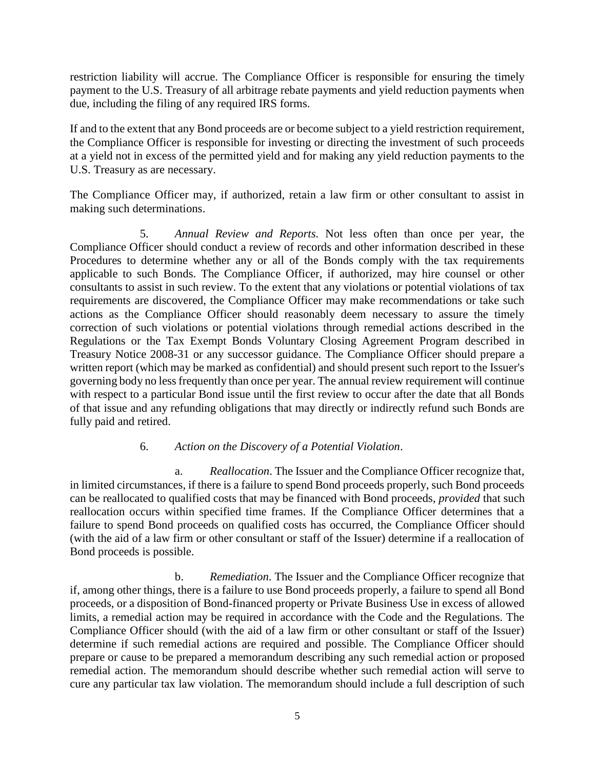restriction liability will accrue. The Compliance Officer is responsible for ensuring the timely payment to the U.S. Treasury of all arbitrage rebate payments and yield reduction payments when due, including the filing of any required IRS forms.

If and to the extent that any Bond proceeds are or become subject to a yield restriction requirement, the Compliance Officer is responsible for investing or directing the investment of such proceeds at a yield not in excess of the permitted yield and for making any yield reduction payments to the U.S. Treasury as are necessary.

The Compliance Officer may, if authorized, retain a law firm or other consultant to assist in making such determinations.

5. *Annual Review and Reports.* Not less often than once per year, the Compliance Officer should conduct a review of records and other information described in these Procedures to determine whether any or all of the Bonds comply with the tax requirements applicable to such Bonds. The Compliance Officer, if authorized, may hire counsel or other consultants to assist in such review. To the extent that any violations or potential violations of tax requirements are discovered, the Compliance Officer may make recommendations or take such actions as the Compliance Officer should reasonably deem necessary to assure the timely correction of such violations or potential violations through remedial actions described in the Regulations or the Tax Exempt Bonds Voluntary Closing Agreement Program described in Treasury Notice 2008-31 or any successor guidance. The Compliance Officer should prepare a written report (which may be marked as confidential) and should present such report to the Issuer's governing body no less frequently than once per year. The annual review requirement will continue with respect to a particular Bond issue until the first review to occur after the date that all Bonds of that issue and any refunding obligations that may directly or indirectly refund such Bonds are fully paid and retired.

6. *Action on the Discovery of a Potential Violation*.

a. *Reallocation*. The Issuer and the Compliance Officer recognize that, in limited circumstances, if there is a failure to spend Bond proceeds properly, such Bond proceeds can be reallocated to qualified costs that may be financed with Bond proceeds, *provided* that such reallocation occurs within specified time frames. If the Compliance Officer determines that a failure to spend Bond proceeds on qualified costs has occurred, the Compliance Officer should (with the aid of a law firm or other consultant or staff of the Issuer) determine if a reallocation of Bond proceeds is possible.

b. *Remediation*. The Issuer and the Compliance Officer recognize that if, among other things, there is a failure to use Bond proceeds properly, a failure to spend all Bond proceeds, or a disposition of Bond-financed property or Private Business Use in excess of allowed limits, a remedial action may be required in accordance with the Code and the Regulations. The Compliance Officer should (with the aid of a law firm or other consultant or staff of the Issuer) determine if such remedial actions are required and possible. The Compliance Officer should prepare or cause to be prepared a memorandum describing any such remedial action or proposed remedial action. The memorandum should describe whether such remedial action will serve to cure any particular tax law violation. The memorandum should include a full description of such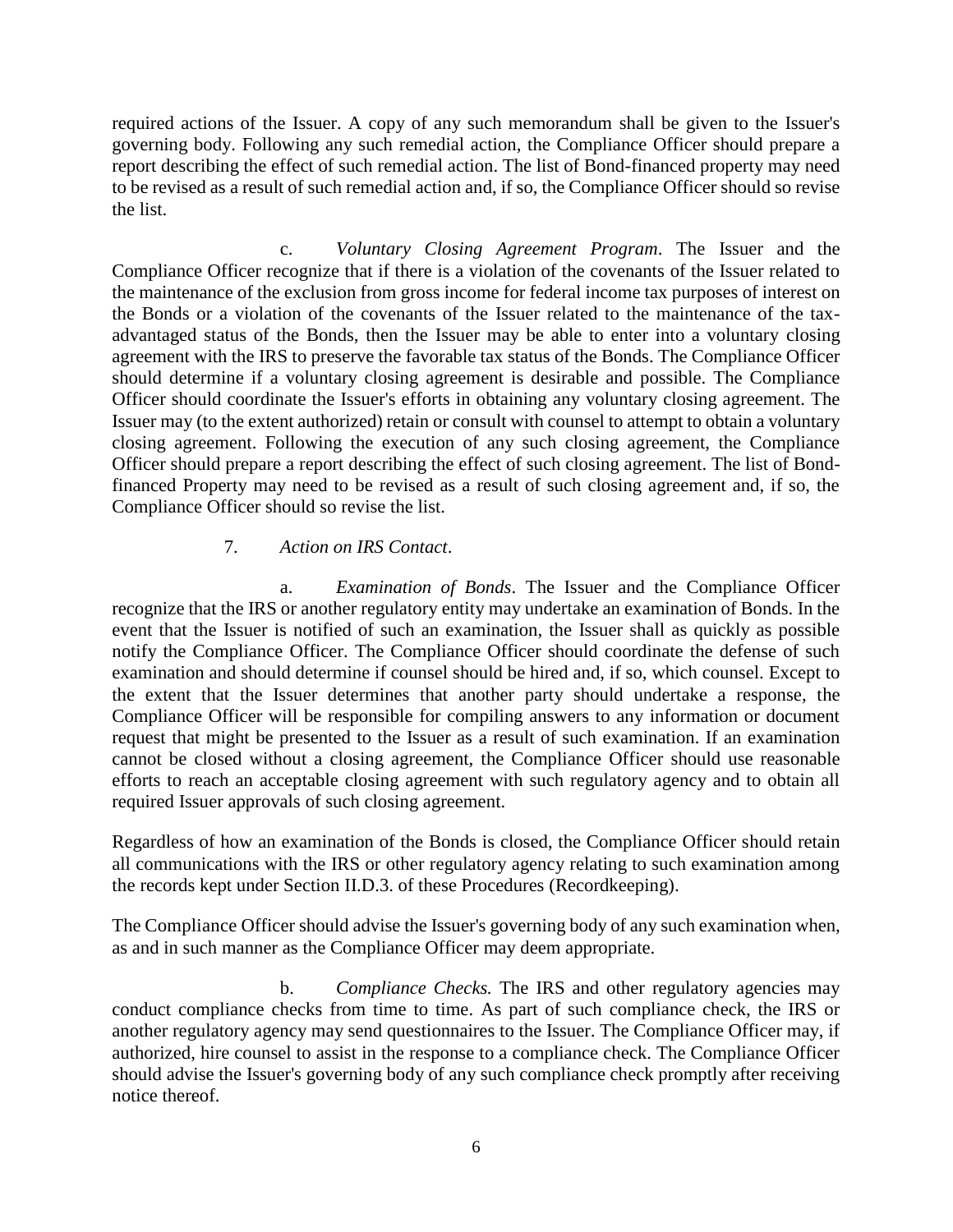required actions of the Issuer. A copy of any such memorandum shall be given to the Issuer's governing body. Following any such remedial action, the Compliance Officer should prepare a report describing the effect of such remedial action. The list of Bond-financed property may need to be revised as a result of such remedial action and, if so, the Compliance Officer should so revise the list.

c. *Voluntary Closing Agreement Program*. The Issuer and the Compliance Officer recognize that if there is a violation of the covenants of the Issuer related to the maintenance of the exclusion from gross income for federal income tax purposes of interest on the Bonds or a violation of the covenants of the Issuer related to the maintenance of the tax-advantaged status of the Bonds, then the Issuer may be able to enter into a voluntary closing agreement with the IRS to preserve the favorable tax status of the Bonds. The Compliance Officer should determine if a voluntary closing agreement is desirable and possible. The Compliance Officer should coordinate the Issuer's efforts in obtaining any voluntary closing agreement. The Issuer may (to the extent authorized) retain or consult with counsel to attempt to obtain a voluntary closing agreement. Following the execution of any such closing agreement, the Compliance Officer should prepare a report describing the effect of such closing agreement. The list of Bond-financed Property may need to be revised as a result of such closing agreement and, if so, the Compliance Officer should so revise the list.

7. *Action on IRS Contact*.

a. *Examination of Bonds*. The Issuer and the Compliance Officer recognize that the IRS or another regulatory entity may undertake an examination of Bonds. In the event that the Issuer is notified of such an examination, the Issuer shall as quickly as possible notify the Compliance Officer. The Compliance Officer should coordinate the defense of such examination and should determine if counsel should be hired and, if so, which counsel. Except to the extent that the Issuer determines that another party should undertake a response, the Compliance Officer will be responsible for compiling answers to any information or document request that might be presented to the Issuer as a result of such examination. If an examination cannot be closed without a closing agreement, the Compliance Officer should use reasonable efforts to reach an acceptable closing agreement with such regulatory agency and to obtain all required Issuer approvals of such closing agreement.

Regardless of how an examination of the Bonds is closed, the Compliance Officer should retain all communications with the IRS or other regulatory agency relating to such examination among the records kept under Section II.D.3. of these Procedures (Recordkeeping).

The Compliance Officer should advise the Issuer's governing body of any such examination when, as and in such manner as the Compliance Officer may deem appropriate.

b. *Compliance Checks.* The IRS and other regulatory agencies may conduct compliance checks from time to time. As part of such compliance check, the IRS or another regulatory agency may send questionnaires to the Issuer. The Compliance Officer may, if authorized, hire counsel to assist in the response to a compliance check. The Compliance Officer should advise the Issuer's governing body of any such compliance check promptly after receiving notice thereof.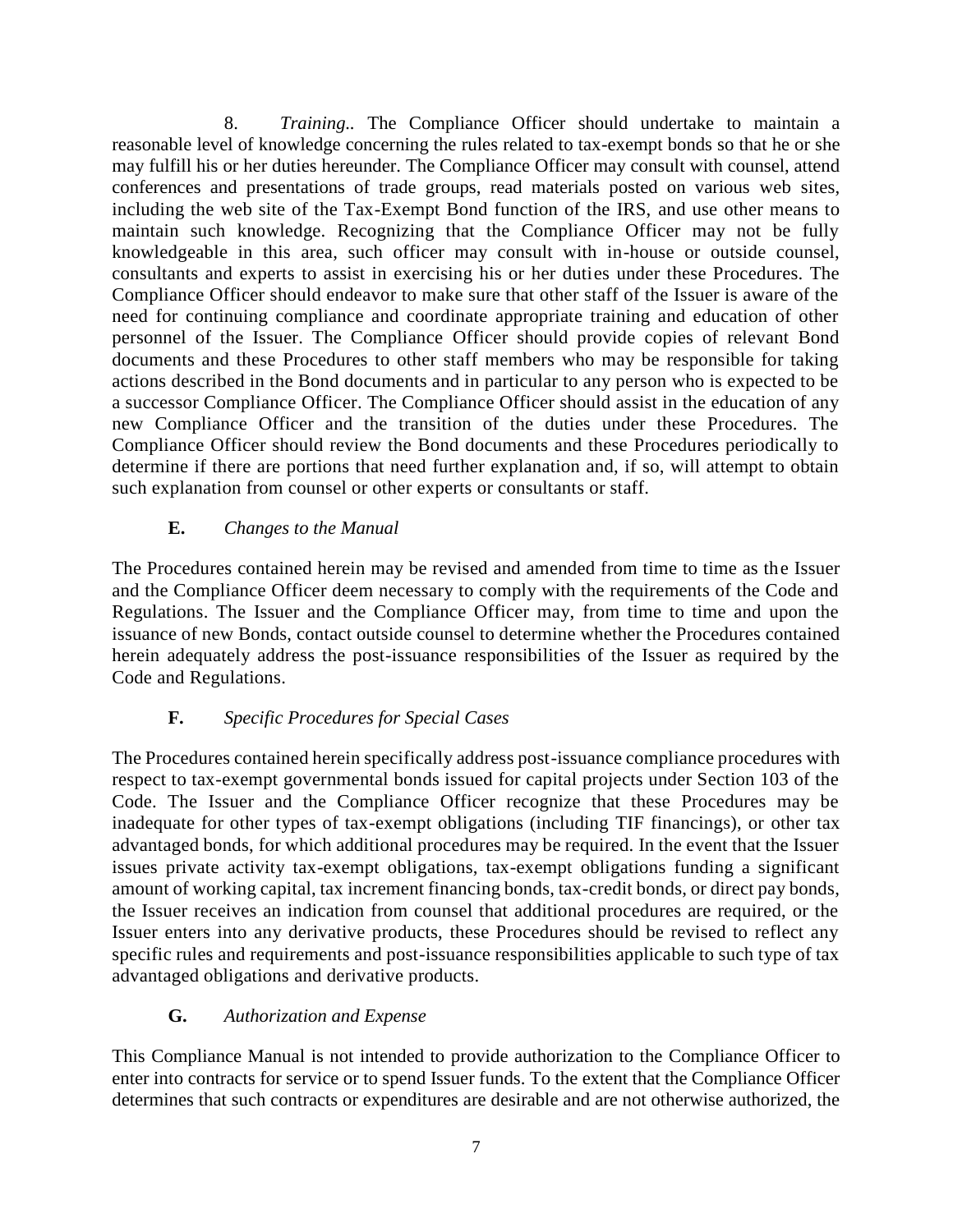8. *Training.*. The Compliance Officer should undertake to maintain a reasonable level of knowledge concerning the rules related to tax-exempt bonds so that he or she may fulfill his or her duties hereunder. The Compliance Officer may consult with counsel, attend conferences and presentations of trade groups, read materials posted on various web sites, including the web site of the Tax-Exempt Bond function of the IRS, and use other means to maintain such knowledge. Recognizing that the Compliance Officer may not be fully knowledgeable in this area, such officer may consult with in-house or outside counsel, consultants and experts to assist in exercising his or her duties under these Procedures. The Compliance Officer should endeavor to make sure that other staff of the Issuer is aware of the need for continuing compliance and coordinate appropriate training and education of other personnel of the Issuer. The Compliance Officer should provide copies of relevant Bond documents and these Procedures to other staff members who may be responsible for taking actions described in the Bond documents and in particular to any person who is expected to be a successor Compliance Officer. The Compliance Officer should assist in the education of any new Compliance Officer and the transition of the duties under these Procedures. The Compliance Officer should review the Bond documents and these Procedures periodically to determine if there are portions that need further explanation and, if so, will attempt to obtain such explanation from counsel or other experts or consultants or staff.

### E. *Changes to the Manual*

The Procedures contained herein may be revised and amended from time to time as the Issuer and the Compliance Officer deem necessary to comply with the requirements of the Code and Regulations. The Issuer and the Compliance Officer may, from time to time and upon the issuance of new Bonds, contact outside counsel to determine whether the Procedures contained herein adequately address the post-issuance responsibilities of the Issuer as required by the Code and Regulations.

### F. *Specific Procedures for Special Cases*

The Procedures contained herein specifically address post-issuance compliance procedures with respect to tax-exempt governmental bonds issued for capital projects under Section 103 of the Code. The Issuer and the Compliance Officer recognize that these Procedures may be inadequate for other types of tax-exempt obligations (including TIF financings), or other tax advantaged bonds, for which additional procedures may be required. In the event that the Issuer issues private activity tax-exempt obligations, tax-exempt obligations funding a significant amount of working capital, tax increment financing bonds, tax-credit bonds, or direct pay bonds, the Issuer receives an indication from counsel that additional procedures are required, or the Issuer enters into any derivative products, these Procedures should be revised to reflect any specific rules and requirements and post-issuance responsibilities applicable to such type of tax advantaged obligations and derivative products.

### G. *Authorization and Expense*

This Compliance Manual is not intended to provide authorization to the Compliance Officer to enter into contracts for service or to spend Issuer funds. To the extent that the Compliance Officer determines that such contracts or expenditures are desirable and are not otherwise authorized, the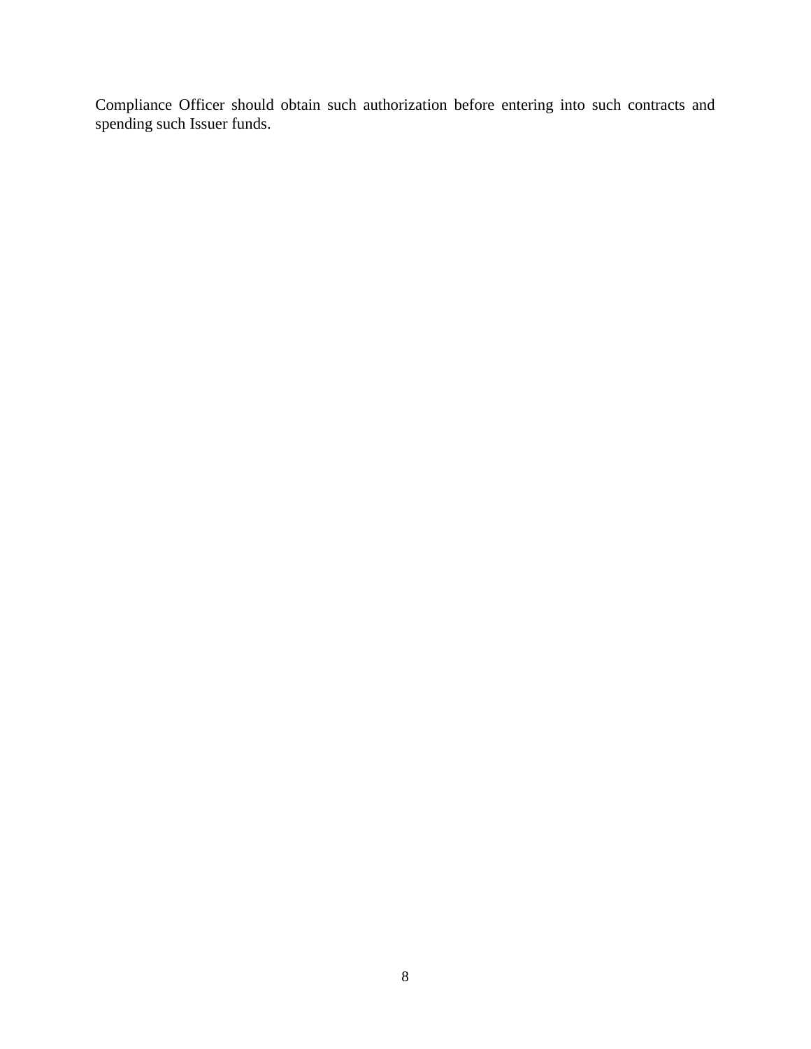Compliance Officer should obtain such authorization before entering into such contracts and spending such Issuer funds.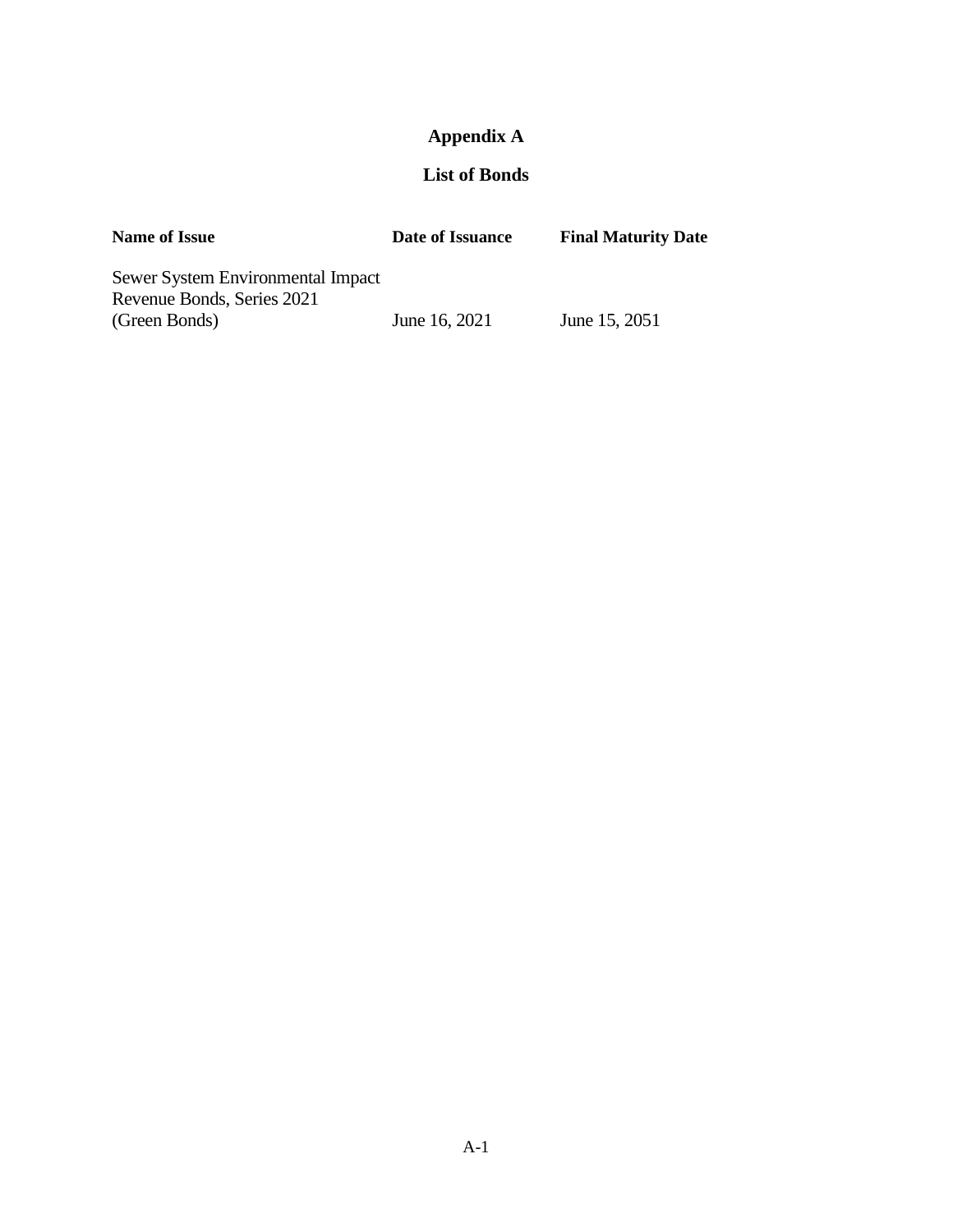# Appendix A

## List of Bonds

| Name of Issue | Date of Issuance | Final Maturity Date |
| --- | --- | --- |
| Sewer System Environmental Impact Revenue Bonds, Series 2021 (Green Bonds) | June 16, 2021 | June 15, 2051 |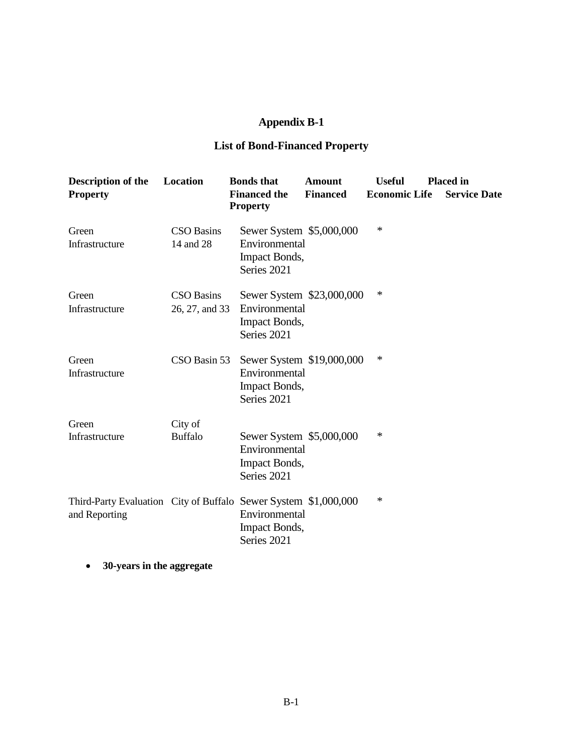# Appendix B-1

## List of Bond-Financed Property

| Description of the Property | Location | Bonds that Financed the Property | Amount Financed | Useful Economic Life | Placed in Service Date |
|---|---|---|---|---|---|
| Green Infrastructure | CSO Basins 14 and 28 | Sewer System Environmental Impact Bonds, Series 2021 | $5,000,000 | * | |
| Green Infrastructure | CSO Basins 26, 27, and 33 | Sewer System Environmental Impact Bonds, Series 2021 | $23,000,000 | * | |
| Green Infrastructure | CSO Basin 53 | Sewer System Environmental Impact Bonds, Series 2021 | $19,000,000 | * | |
| Green Infrastructure | City of Buffalo | Sewer System Environmental Impact Bonds, Series 2021 | $5,000,000 | * | |
| Third-Party Evaluation and Reporting | City of Buffalo | Sewer System Environmental Impact Bonds, Series 2021 | $1,000,000 | * | |

- **30-years in the aggregate**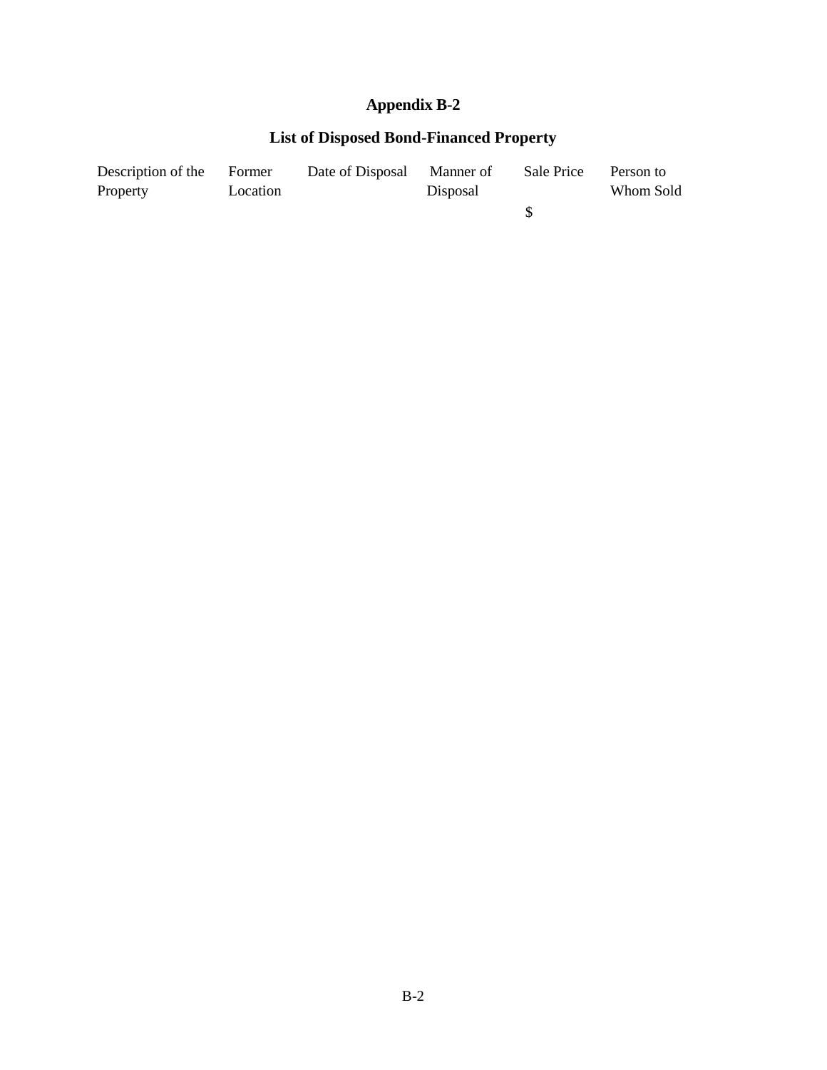# Appendix B-2

## List of Disposed Bond-Financed Property

| Description of the Property | Former Location | Date of Disposal | Manner of Disposal | Sale Price | Person to Whom Sold |
|---|---|---|---|---|---|
| | | | | $ | |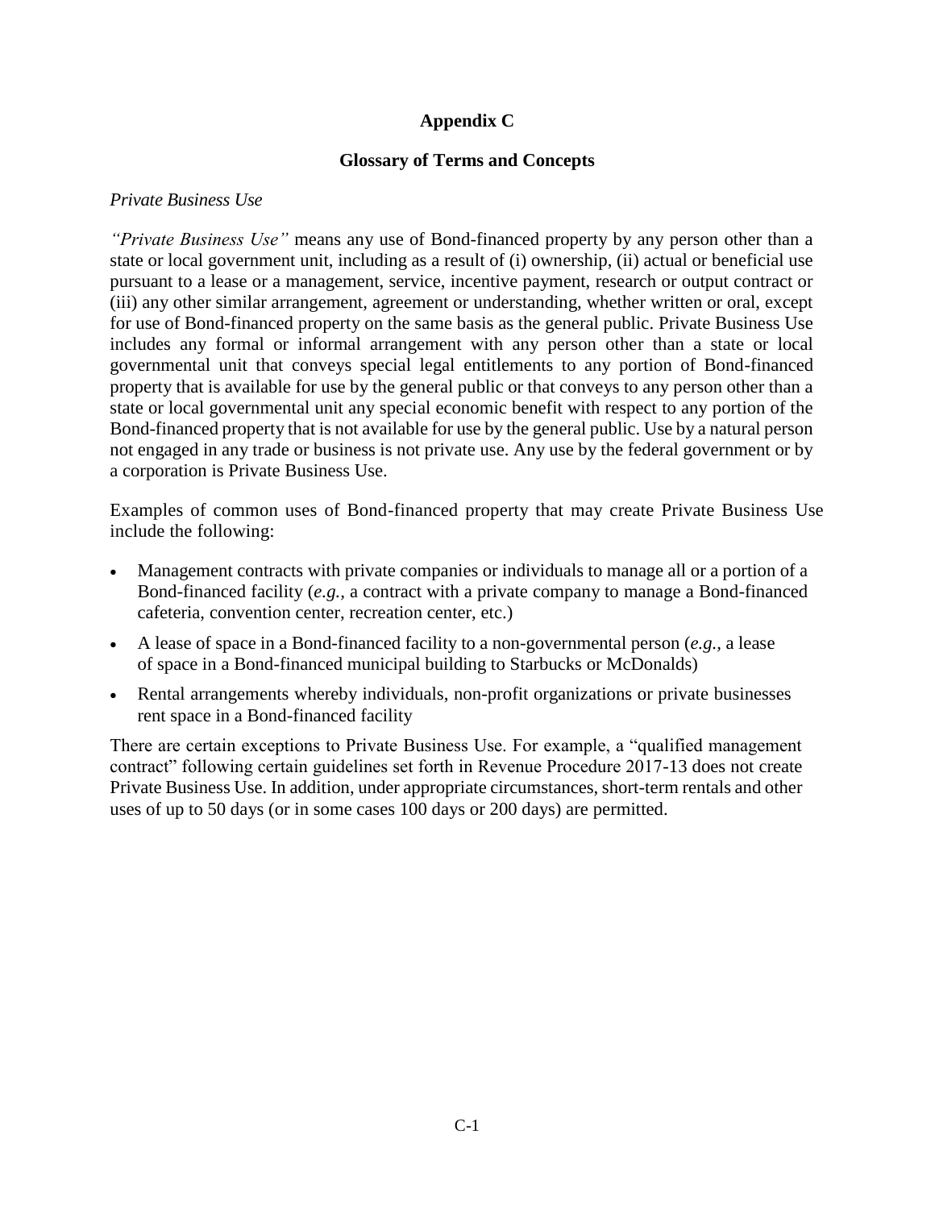# Appendix C

## Glossary of Terms and Concepts

*Private Business Use*

*"Private Business Use"* means any use of Bond-financed property by any person other than a state or local government unit, including as a result of (i) ownership, (ii) actual or beneficial use pursuant to a lease or a management, service, incentive payment, research or output contract or (iii) any other similar arrangement, agreement or understanding, whether written or oral, except for use of Bond-financed property on the same basis as the general public. Private Business Use includes any formal or informal arrangement with any person other than a state or local governmental unit that conveys special legal entitlements to any portion of Bond-financed property that is available for use by the general public or that conveys to any person other than a state or local governmental unit any special economic benefit with respect to any portion of the Bond-financed property that is not available for use by the general public. Use by a natural person not engaged in any trade or business is not private use. Any use by the federal government or by a corporation is Private Business Use.

Examples of common uses of Bond-financed property that may create Private Business Use include the following:

- Management contracts with private companies or individuals to manage all or a portion of a Bond-financed facility (*e.g.,* a contract with a private company to manage a Bond-financed cafeteria, convention center, recreation center, etc.)
- A lease of space in a Bond-financed facility to a non-governmental person (*e.g.,* a lease of space in a Bond-financed municipal building to Starbucks or McDonalds)
- Rental arrangements whereby individuals, non-profit organizations or private businesses rent space in a Bond-financed facility

There are certain exceptions to Private Business Use. For example, a "qualified management contract" following certain guidelines set forth in Revenue Procedure 2017-13 does not create Private Business Use. In addition, under appropriate circumstances, short-term rentals and other uses of up to 50 days (or in some cases 100 days or 200 days) are permitted.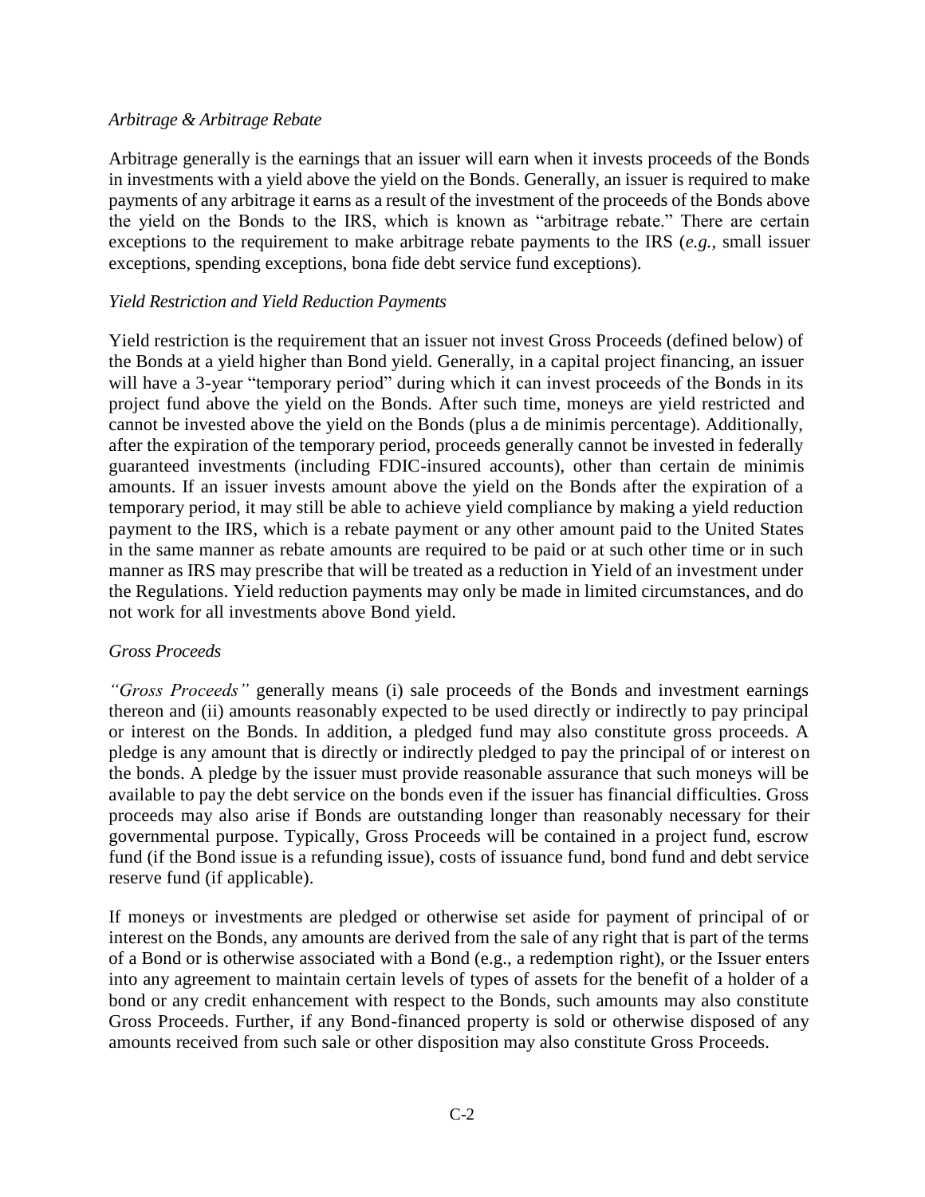*Arbitrage & Arbitrage Rebate*

Arbitrage generally is the earnings that an issuer will earn when it invests proceeds of the Bonds in investments with a yield above the yield on the Bonds. Generally, an issuer is required to make payments of any arbitrage it earns as a result of the investment of the proceeds of the Bonds above the yield on the Bonds to the IRS, which is known as "arbitrage rebate." There are certain exceptions to the requirement to make arbitrage rebate payments to the IRS (*e.g.*, small issuer exceptions, spending exceptions, bona fide debt service fund exceptions).

*Yield Restriction and Yield Reduction Payments*

Yield restriction is the requirement that an issuer not invest Gross Proceeds (defined below) of the Bonds at a yield higher than Bond yield. Generally, in a capital project financing, an issuer will have a 3-year "temporary period" during which it can invest proceeds of the Bonds in its project fund above the yield on the Bonds. After such time, moneys are yield restricted and cannot be invested above the yield on the Bonds (plus a de minimis percentage). Additionally, after the expiration of the temporary period, proceeds generally cannot be invested in federally guaranteed investments (including FDIC-insured accounts), other than certain de minimis amounts. If an issuer invests amount above the yield on the Bonds after the expiration of a temporary period, it may still be able to achieve yield compliance by making a yield reduction payment to the IRS, which is a rebate payment or any other amount paid to the United States in the same manner as rebate amounts are required to be paid or at such other time or in such manner as IRS may prescribe that will be treated as a reduction in Yield of an investment under the Regulations. Yield reduction payments may only be made in limited circumstances, and do not work for all investments above Bond yield.

*Gross Proceeds*

*"Gross Proceeds"* generally means (i) sale proceeds of the Bonds and investment earnings thereon and (ii) amounts reasonably expected to be used directly or indirectly to pay principal or interest on the Bonds. In addition, a pledged fund may also constitute gross proceeds. A pledge is any amount that is directly or indirectly pledged to pay the principal of or interest on the bonds. A pledge by the issuer must provide reasonable assurance that such moneys will be available to pay the debt service on the bonds even if the issuer has financial difficulties. Gross proceeds may also arise if Bonds are outstanding longer than reasonably necessary for their governmental purpose. Typically, Gross Proceeds will be contained in a project fund, escrow fund (if the Bond issue is a refunding issue), costs of issuance fund, bond fund and debt service reserve fund (if applicable).

If moneys or investments are pledged or otherwise set aside for payment of principal of or interest on the Bonds, any amounts are derived from the sale of any right that is part of the terms of a Bond or is otherwise associated with a Bond (e.g., a redemption right), or the Issuer enters into any agreement to maintain certain levels of types of assets for the benefit of a holder of a bond or any credit enhancement with respect to the Bonds, such amounts may also constitute Gross Proceeds. Further, if any Bond-financed property is sold or otherwise disposed of any amounts received from such sale or other disposition may also constitute Gross Proceeds.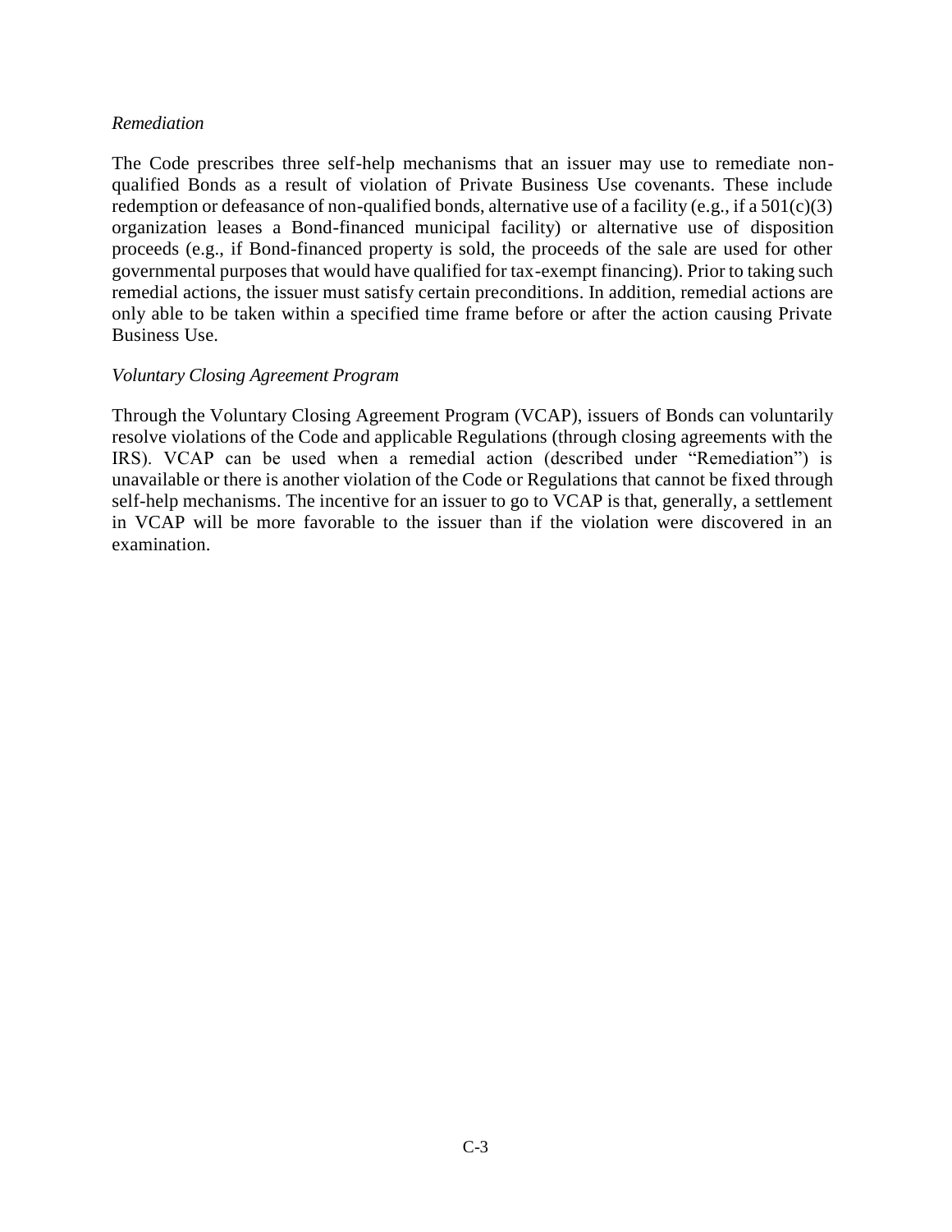*Remediation*

The Code prescribes three self-help mechanisms that an issuer may use to remediate non-qualified Bonds as a result of violation of Private Business Use covenants. These include redemption or defeasance of non-qualified bonds, alternative use of a facility (e.g., if a 501(c)(3) organization leases a Bond-financed municipal facility) or alternative use of disposition proceeds (e.g., if Bond-financed property is sold, the proceeds of the sale are used for other governmental purposes that would have qualified for tax-exempt financing). Prior to taking such remedial actions, the issuer must satisfy certain preconditions. In addition, remedial actions are only able to be taken within a specified time frame before or after the action causing Private Business Use.

*Voluntary Closing Agreement Program*

Through the Voluntary Closing Agreement Program (VCAP), issuers of Bonds can voluntarily resolve violations of the Code and applicable Regulations (through closing agreements with the IRS). VCAP can be used when a remedial action (described under "Remediation") is unavailable or there is another violation of the Code or Regulations that cannot be fixed through self-help mechanisms. The incentive for an issuer to go to VCAP is that, generally, a settlement in VCAP will be more favorable to the issuer than if the violation were discovered in an examination.